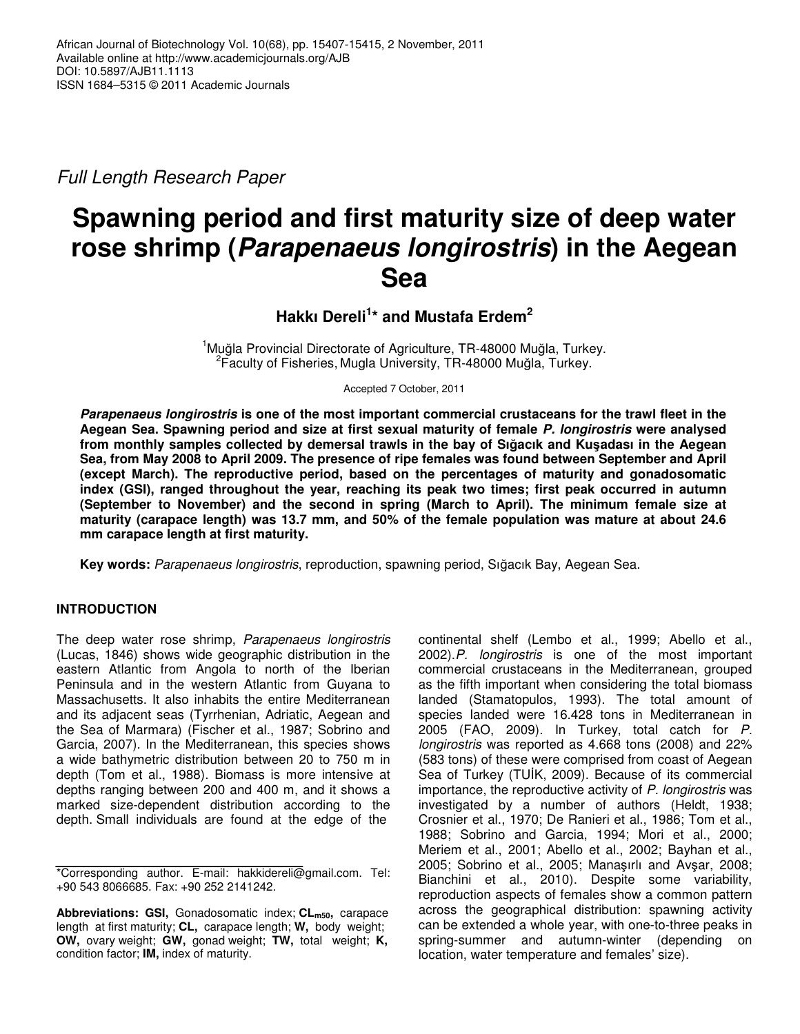Full Length Research Paper

# Spawning period and first maturity size of deep water rose shrimp (*Parapenaeus longirostris*) in the Aegean Sea

**Hakkı Dereli[1]* and Mustafa Erdem[2]**

[1]Muğla Provincial Directorate of Agriculture, TR-48000 Muğla, Turkey.
[2]Faculty of Fisheries, Mugla University, TR-48000 Muğla, Turkey.

Accepted 7 October, 2011

***Parapenaeus longirostris*** **is one of the most important commercial crustaceans for the trawl fleet in the Aegean Sea. Spawning period and size at first sexual maturity of female *P. longirostris* were analysed from monthly samples collected by demersal trawls in the bay of Sığacık and Kuşadası in the Aegean Sea, from May 2008 to April 2009. The presence of ripe females was found between September and April (except March). The reproductive period, based on the percentages of maturity and gonadosomatic index (GSI), ranged throughout the year, reaching its peak two times; first peak occurred in autumn (September to November) and the second in spring (March to April). The minimum female size at maturity (carapace length) was 13.7 mm, and 50% of the female population was mature at about 24.6 mm carapace length at first maturity.**

**Key words:** *Parapenaeus longirostris*, reproduction, spawning period, Sığacık Bay, Aegean Sea.

## INTRODUCTION

The deep water rose shrimp, *Parapenaeus longirostris* (Lucas, 1846) shows wide geographic distribution in the eastern Atlantic from Angola to north of the Iberian Peninsula and in the western Atlantic from Guyana to Massachusetts. It also inhabits the entire Mediterranean and its adjacent seas (Tyrrhenian, Adriatic, Aegean and the Sea of Marmara) (Fischer et al., 1987; Sobrino and Garcia, 2007). In the Mediterranean, this species shows a wide bathymetric distribution between 20 to 750 m in depth (Tom et al., 1988). Biomass is more intensive at depths ranging between 200 and 400 m, and it shows a marked size-dependent distribution according to the depth. Small individuals are found at the edge of the continental shelf (Lembo et al., 1999; Abello et al., 2002). *P. longirostris* is one of the most important commercial crustaceans in the Mediterranean, grouped as the fifth important when considering the total biomass landed (Stamatopulos, 1993). The total amount of species landed were 16.428 tons in Mediterranean in 2005 (FAO, 2009). In Turkey, total catch for *P. longirostris* was reported as 4.668 tons (2008) and 22% (583 tons) of these were comprised from coast of Aegean Sea of Turkey (TUİK, 2009). Because of its commercial importance, the reproductive activity of *P. longirostris* was investigated by a number of authors (Heldt, 1938; Crosnier et al., 1970; De Ranieri et al., 1986; Tom et al., 1988; Sobrino and Garcia, 1994; Mori et al., 2000; Meriem et al., 2001; Abello et al., 2002; Bayhan et al., 2005; Sobrino et al., 2005; Manaşırlı and Avşar, 2008; Bianchini et al., 2010). Despite some variability, reproduction aspects of females show a common pattern across the geographical distribution: spawning activity can be extended a whole year, with one-to-three peaks in spring-summer and autumn-winter (depending on location, water temperature and females' size).

*Corresponding author. E-mail: hakkidereli@gmail.com. Tel: +90 543 8066685. Fax: +90 252 2141242.

**Abbreviations: GSI,** Gonadosomatic index; **$CL_{m50}$,** carapace length at first maturity; **CL,** carapace length; **W,** body weight; **OW,** ovary weight; **GW,** gonad weight; **TW,** total weight; **K,** condition factor; **IM,** index of maturity.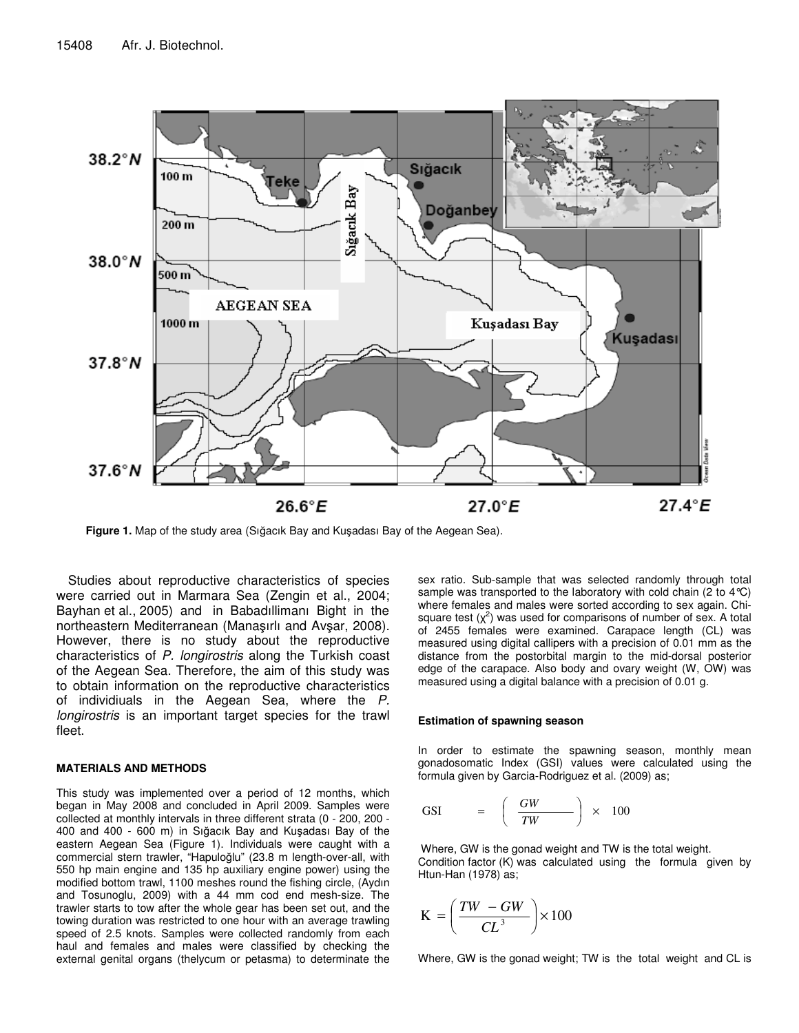Figure 1. Map of the study area (Sığacık Bay and Kuşadası Bay of the Aegean Sea).

Studies about reproductive characteristics of species were carried out in Marmara Sea (Zengin et al., 2004; Bayhan et al., 2005) and in Babadıllimanı Bight in the northeastern Mediterranean (Manaşırlı and Avşar, 2008). However, there is no study about the reproductive characteristics of *P. longirostris* along the Turkish coast of the Aegean Sea. Therefore, the aim of this study was to obtain information on the reproductive characteristics of individiuals in the Aegean Sea, where the *P. longirostris* is an important target species for the trawl fleet.

## MATERIALS AND METHODS

This study was implemented over a period of 12 months, which began in May 2008 and concluded in April 2009. Samples were collected at monthly intervals in three different strata (0 - 200, 200 - 400 and 400 - 600 m) in Sığacık Bay and Kuşadası Bay of the eastern Aegean Sea (Figure 1). Individuals were caught with a commercial stern trawler, "Hapuloğlu" (23.8 m length-over-all, with 550 hp main engine and 135 hp auxiliary engine power) using the modified bottom trawl, 1100 meshes round the fishing circle, (Aydın and Tosunoglu, 2009) with a 44 mm cod end mesh-size. The trawler starts to tow after the whole gear has been set out, and the towing duration was restricted to one hour with an average trawling speed of 2.5 knots. Samples were collected randomly from each haul and females and males were classified by checking the external genital organs (thelycum or petasma) to determinate the sex ratio. Sub-sample that was selected randomly through total sample was transported to the laboratory with cold chain (2 to 4°C) where females and males were sorted according to sex again. Chi-square test ($\chi^2$) was used for comparisons of number of sex. A total of 2455 females were examined. Carapace length (CL) was measured using digital callipers with a precision of 0.01 mm as the distance from the postorbital margin to the mid-dorsal posterior edge of the carapace. Also body and ovary weight (W, OW) was measured using a digital balance with a precision of 0.01 g.

### Estimation of spawning season

In order to estimate the spawning season, monthly mean gonadosomatic Index (GSI) values were calculated using the formula given by Garcia-Rodriguez et al. (2009) as;

$$\text{GSI} = \left( \frac{GW}{TW} \right) \times 100$$

Where, GW is the gonad weight and TW is the total weight.

Condition factor (K) was calculated using the formula given by Htun-Han (1978) as;

$$\text{K} = \left( \frac{TW - GW}{CL^3} \right) \times 100$$

Where, GW is the gonad weight; TW is the total weight and CL is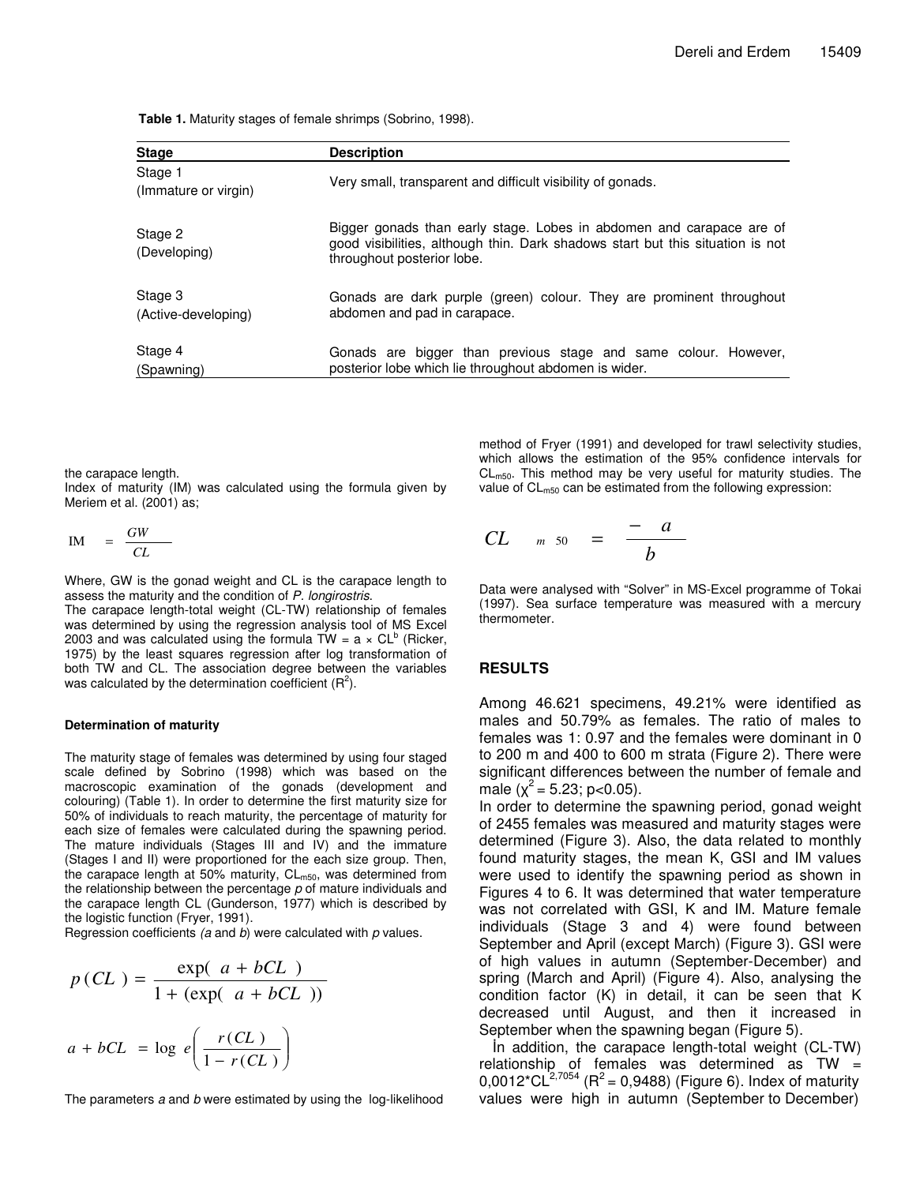**Table 1.** Maturity stages of female shrimps (Sobrino, 1998).

| Stage | Description |
|---|---|
| Stage 1 (Immature or virgin) | Very small, transparent and difficult visibility of gonads. |
| Stage 2 (Developing) | Bigger gonads than early stage. Lobes in abdomen and carapace are of good visibilities, although thin. Dark shadows start but this situation is not throughout posterior lobe. |
| Stage 3 (Active-developing) | Gonads are dark purple (green) colour. They are prominent throughout abdomen and pad in carapace. |
| Stage 4 (Spawning) | Gonads are bigger than previous stage and same colour. However, posterior lobe which lie throughout abdomen is wider. |

the carapace length.

Index of maturity (IM) was calculated using the formula given by Meriem et al. (2001) as;

$$IM = \frac{GW}{CL}$$

Where, GW is the gonad weight and CL is the carapace length to assess the maturity and the condition of *P. longirostris*.

The carapace length-total weight (CL-TW) relationship of females was determined by using the regression analysis tool of MS Excel 2003 and was calculated using the formula TW = a × $CL^b$ (Ricker, 1975) by the least squares regression after log transformation of both TW and CL. The association degree between the variables was calculated by the determination coefficient ($R^2$).

#### Determination of maturity

The maturity stage of females was determined by using four staged scale defined by Sobrino (1998) which was based on the macroscopic examination of the gonads (development and colouring) (Table 1). In order to determine the first maturity size for 50% of individuals to reach maturity, the percentage of maturity for each size of females were calculated during the spawning period. The mature individuals (Stages III and IV) and the immature (Stages I and II) were proportioned for the each size group. Then, the carapace length at 50% maturity, $CL_{m50}$, was determined from the relationship between the percentage *p* of mature individuals and the carapace length CL (Gunderson, 1977) which is described by the logistic function (Fryer, 1991).

Regression coefficients *(a* and *b*) were calculated with *p* values.

$$p(CL) = \frac{\exp(a + bCL)}{1 + (\exp(a + bCL))}$$

$$a + bCL = \log e\left(\frac{r(CL)}{1 - r(CL)}\right)$$

The parameters *a* and *b* were estimated by using the log-likelihood method of Fryer (1991) and developed for trawl selectivity studies, which allows the estimation of the 95% confidence intervals for $CL_{m50}$. This method may be very useful for maturity studies. The value of $CL_{m50}$ can be estimated from the following expression:

$$CL_{m50} = \frac{-a}{b}$$

Data were analysed with "Solver" in MS-Excel programme of Tokai (1997). Sea surface temperature was measured with a mercury thermometer.

## RESULTS

Among 46.621 specimens, 49.21% were identified as males and 50.79% as females. The ratio of males to females was 1: 0.97 and the females were dominant in 0 to 200 m and 400 to 600 m strata (Figure 2). There were significant differences between the number of female and male ($\chi^2 = 5.23$; $p<0.05$).

In order to determine the spawning period, gonad weight of 2455 females was measured and maturity stages were determined (Figure 3). Also, the data related to monthly found maturity stages, the mean K, GSI and IM values were used to identify the spawning period as shown in Figures 4 to 6. It was determined that water temperature was not correlated with GSI, K and IM. Mature female individuals (Stage 3 and 4) were found between September and April (except March) (Figure 3). GSI were of high values in autumn (September-December) and spring (March and April) (Figure 4). Also, analysing the condition factor (K) in detail, it can be seen that K decreased until August, and then it increased in September when the spawning began (Figure 5).

İn addition, the carapace length-total weight (CL-TW) relationship of females was determined as TW = $0{,}0012 \cdot CL^{2{,}7054}$ ($R^2 = 0{,}9488$) (Figure 6). Index of maturity values were high in autumn (September to December)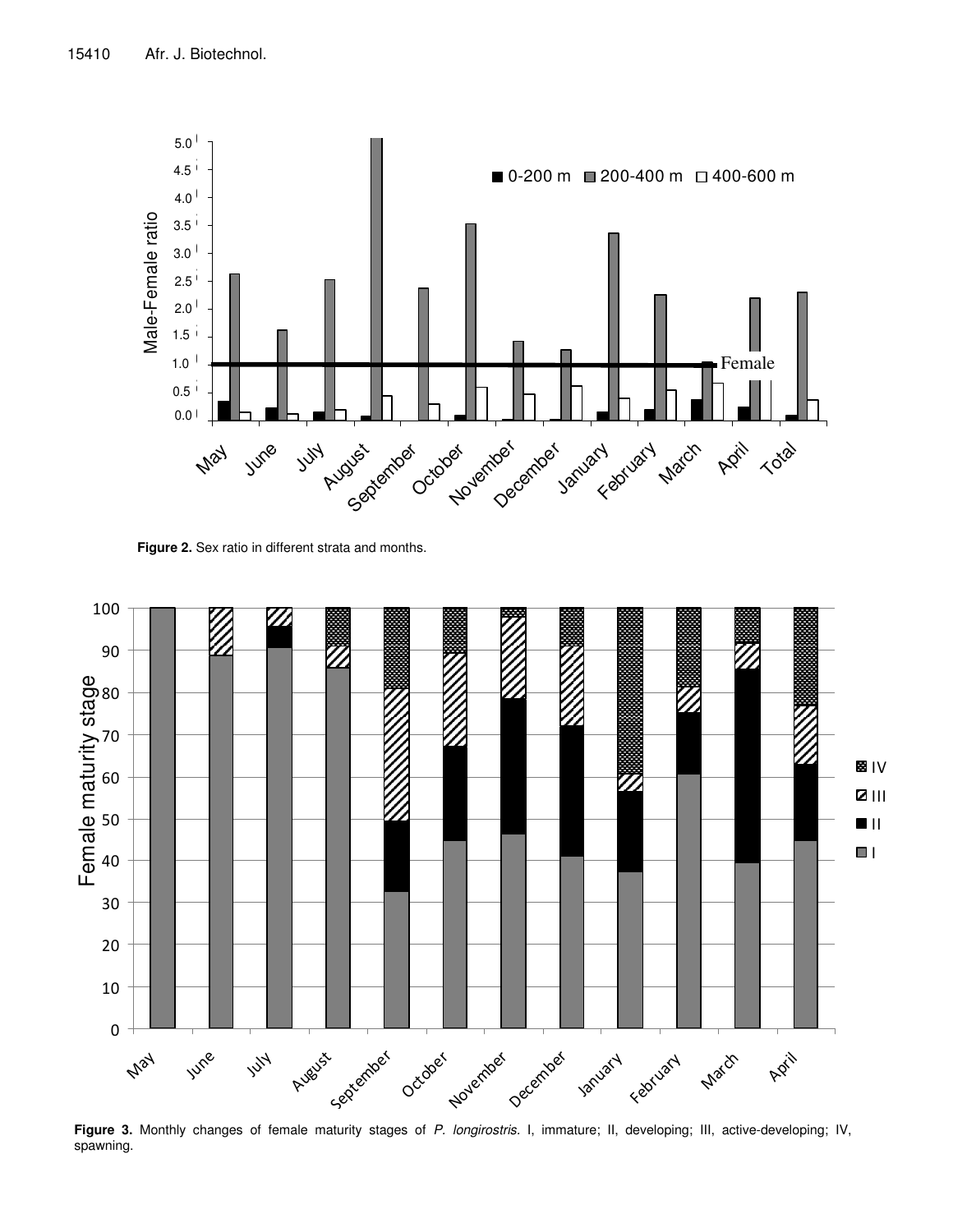**Figure 2.** Sex ratio in different strata and months.

**Figure 3.** Monthly changes of female maturity stages of *P. longirostris*. I, immature; II, developing; III, active-developing; IV, spawning.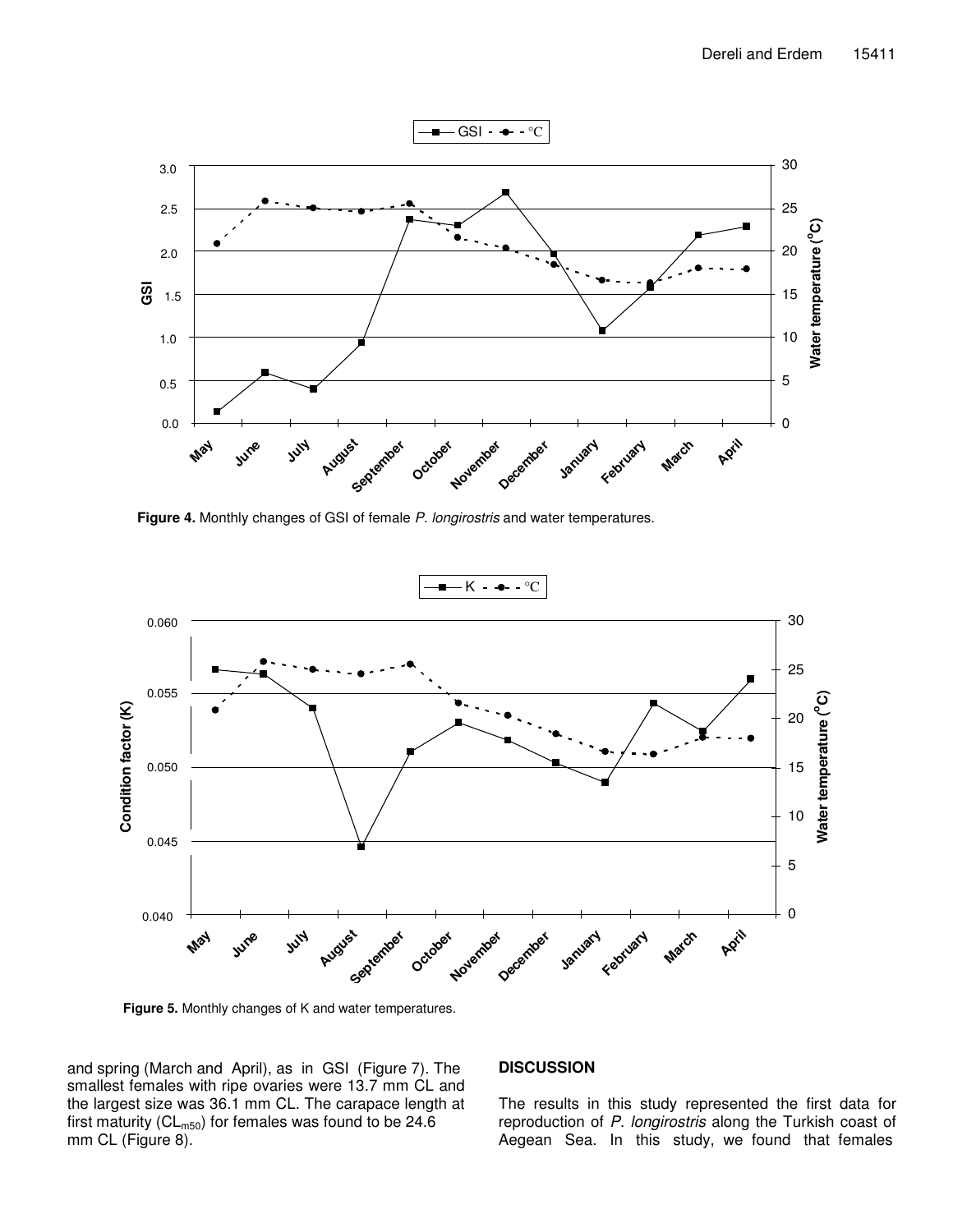Figure 4. Monthly changes of GSI of female *P. longirostris* and water temperatures.

Figure 5. Monthly changes of K and water temperatures.

and spring (March and April), as in GSI (Figure 7). The smallest females with ripe ovaries were 13.7 mm CL and the largest size was 36.1 mm CL. The carapace length at first maturity ($CL_{m50}$) for females was found to be 24.6 mm CL (Figure 8).

## DISCUSSION

The results in this study represented the first data for reproduction of *P. longirostris* along the Turkish coast of Aegean Sea. In this study, we found that females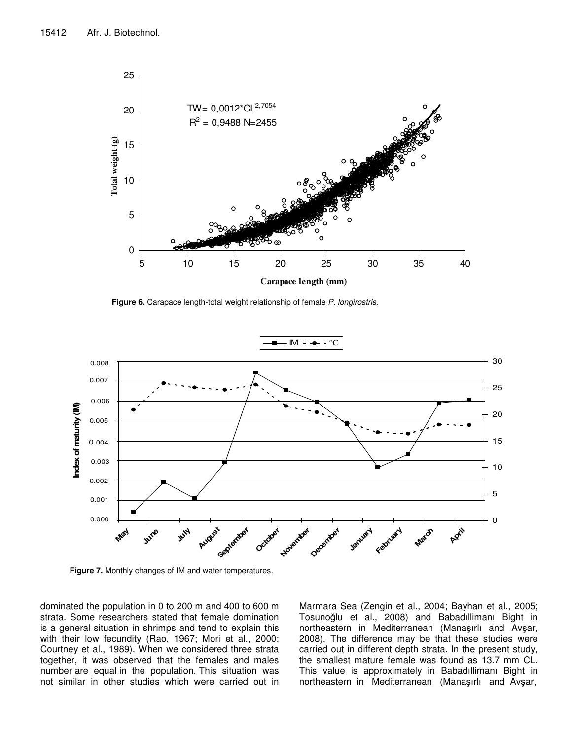Figure 6. Carapace length-total weight relationship of female *P. longirostris*.

Figure 7. Monthly changes of IM and water temperatures.

dominated the population in 0 to 200 m and 400 to 600 m strata. Some researchers stated that female domination is a general situation in shrimps and tend to explain this with their low fecundity (Rao, 1967; Mori et al., 2000; Courtney et al., 1989). When we considered three strata together, it was observed that the females and males number are equal in the population. This situation was not similar in other studies which were carried out in Marmara Sea (Zengin et al., 2004; Bayhan et al., 2005; Tosunoğlu et al., 2008) and Babadıllimanı Bight in northeastern in Mediterranean (Manaşırlı and Avşar, 2008). The difference may be that these studies were carried out in different depth strata. In the present study, the smallest mature female was found as 13.7 mm CL. This value is approximately in Babadıllimanı Bight in northeastern in Mediterranean (Manaşırlı and Avşar,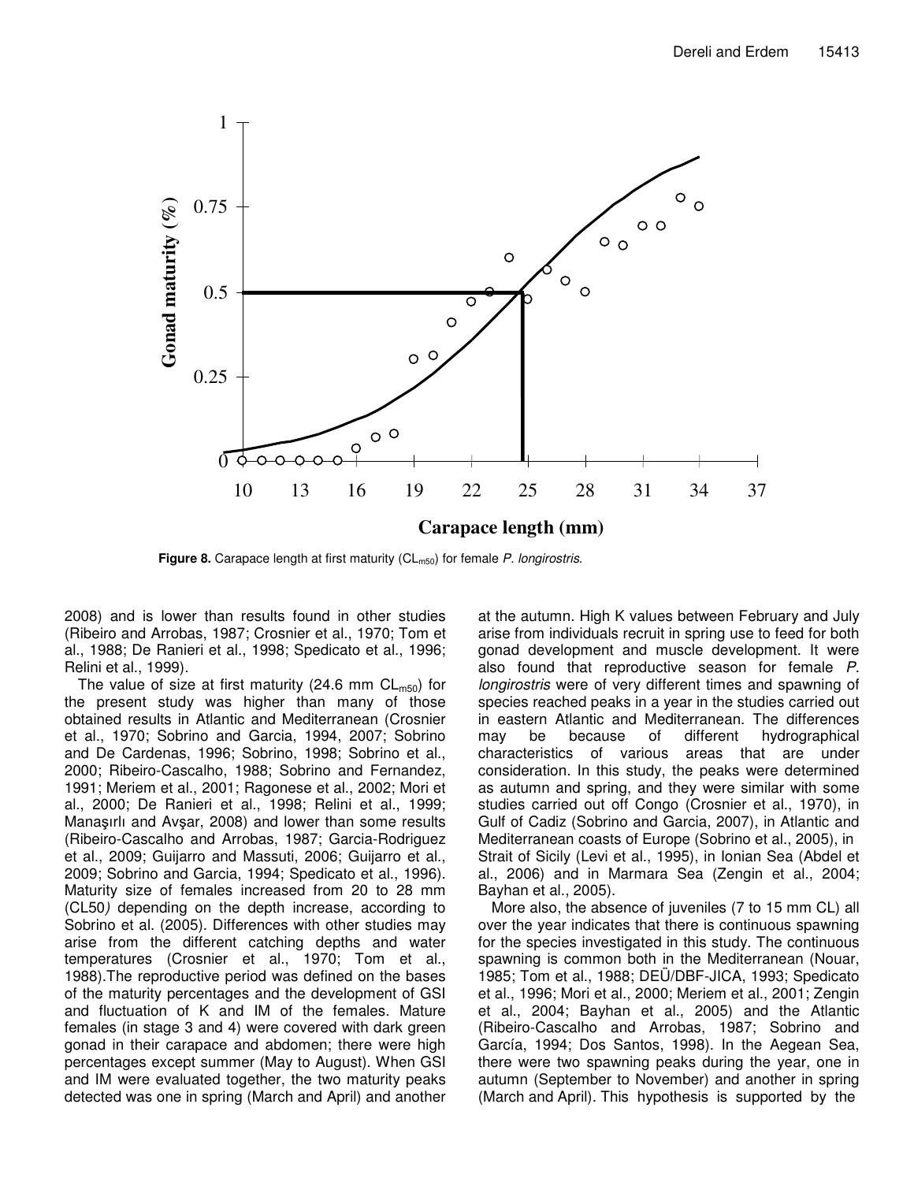**Figure 8.** Carapace length at first maturity ($CL_{m50}$) for female *P. longirostris*.

2008) and is lower than results found in other studies (Ribeiro and Arrobas, 1987; Crosnier et al., 1970; Tom et al., 1988; De Ranieri et al., 1998; Spedicato et al., 1996; Relini et al., 1999).

The value of size at first maturity (24.6 mm $CL_{m50}$) for the present study was higher than many of those obtained results in Atlantic and Mediterranean (Crosnier et al., 1970; Sobrino and Garcia, 1994, 2007; Sobrino and De Cardenas, 1996; Sobrino, 1998; Sobrino et al., 2000; Ribeiro-Cascalho, 1988; Sobrino and Fernandez, 1991; Meriem et al., 2001; Ragonese et al., 2002; Mori et al., 2000; De Ranieri et al., 1998; Relini et al., 1999; Manaşırlı and Avşar, 2008) and lower than some results (Ribeiro-Cascalho and Arrobas, 1987; Garcia-Rodriguez et al., 2009; Guijarro and Massuti, 2006; Guijarro et al., 2009; Sobrino and Garcia, 1994; Spedicato et al., 1996). Maturity size of females increased from 20 to 28 mm (CL50*)* depending on the depth increase, according to Sobrino et al. (2005). Differences with other studies may arise from the different catching depths and water temperatures (Crosnier et al., 1970; Tom et al., 1988).The reproductive period was defined on the bases of the maturity percentages and the development of GSI and fluctuation of K and IM of the females. Mature females (in stage 3 and 4) were covered with dark green gonad in their carapace and abdomen; there were high percentages except summer (May to August). When GSI and IM were evaluated together, the two maturity peaks detected was one in spring (March and April) and another at the autumn. High K values between February and July arise from individuals recruit in spring use to feed for both gonad development and muscle development. It were also found that reproductive season for female *P. longirostris* were of very different times and spawning of species reached peaks in a year in the studies carried out in eastern Atlantic and Mediterranean. The differences may be because of different hydrographical characteristics of various areas that are under consideration. In this study, the peaks were determined as autumn and spring, and they were similar with some studies carried out off Congo (Crosnier et al., 1970), in Gulf of Cadiz (Sobrino and Garcia, 2007), in Atlantic and Mediterranean coasts of Europe (Sobrino et al., 2005), in Strait of Sicily (Levi et al., 1995), in Ionian Sea (Abdel et al., 2006) and in Marmara Sea (Zengin et al., 2004; Bayhan et al., 2005).

More also, the absence of juveniles (7 to 15 mm CL) all over the year indicates that there is continuous spawning for the species investigated in this study. The continuous spawning is common both in the Mediterranean (Nouar, 1985; Tom et al., 1988; DEÜ/DBF-JICA, 1993; Spedicato et al., 1996; Mori et al., 2000; Meriem et al., 2001; Zengin et al., 2004; Bayhan et al., 2005) and the Atlantic (Ribeiro-Cascalho and Arrobas, 1987; Sobrino and García, 1994; Dos Santos, 1998). In the Aegean Sea, there were two spawning peaks during the year, one in autumn (September to November) and another in spring (March and April). This hypothesis is supported by the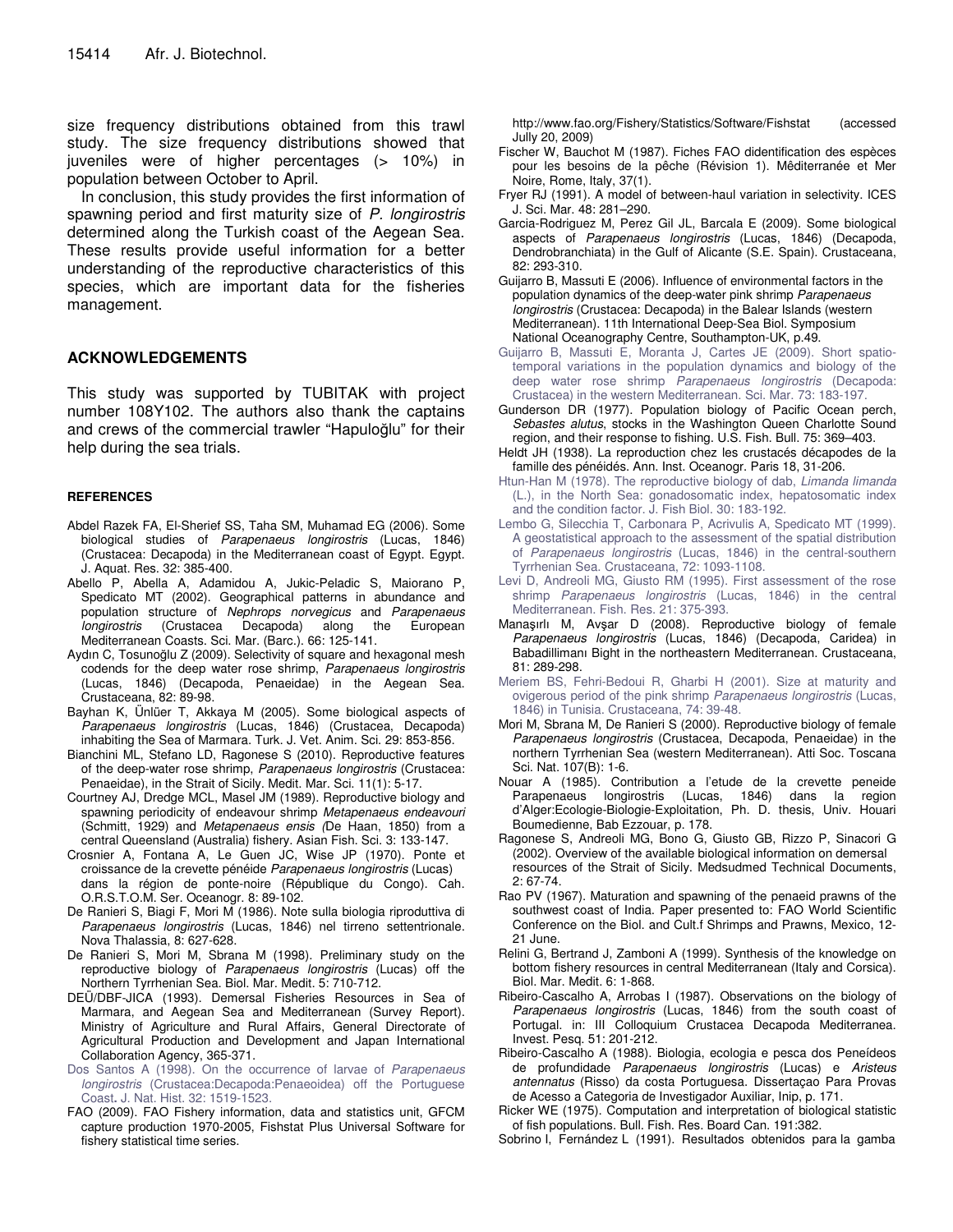size frequency distributions obtained from this trawl study. The size frequency distributions showed that juveniles were of higher percentages (> 10%) in population between October to April.

In conclusion, this study provides the first information of spawning period and first maturity size of *P. longirostris* determined along the Turkish coast of the Aegean Sea. These results provide useful information for a better understanding of the reproductive characteristics of this species, which are important data for the fisheries management.

## ACKNOWLEDGEMENTS

This study was supported by TUBITAK with project number 108Y102. The authors also thank the captains and crews of the commercial trawler "Hapuloğlu" for their help during the sea trials.

## REFERENCES

Abdel Razek FA, El-Sherief SS, Taha SM, Muhamad EG (2006). Some biological studies of *Parapenaeus longirostris* (Lucas, 1846) (Crustacea: Decapoda) in the Mediterranean coast of Egypt. Egypt. J. Aquat. Res. 32: 385-400.

Abello P, Abella A, Adamidou A, Jukic-Peladic S, Maiorano P, Specicato MT (2002). Geographical patterns in abundance and population structure of *Nephrops norvegicus* and *Parapenaeus longirostris* (Crustacea Decapoda) along the European Mediterranean Coasts. Sci. Mar. (Barc.). 66: 125-141.

Aydın C, Tosunoğlu Z (2009). Selectivity of square and hexagonal mesh codends for the deep water rose shrimp, *Parapenaeus longirostris* (Lucas, 1846) (Decapoda, Penaeidae) in the Aegean Sea. Crustaceana, 82: 89-98.

Bayhan K, Ünlüer T, Akkaya M (2005). Some biological aspects of *Parapenaeus longirostris* (Lucas, 1846) (Crustacea, Decapoda) inhabiting the Sea of Marmara. Turk. J. Vet. Anim. Sci. 29: 853-856.

Bianchini ML, Stefano LD, Ragonese S (2010). Reproductive features of the deep-water rose shrimp, *Parapenaeus longirostris* (Crustacea: Penaeidae), in the Strait of Sicily. Medit. Mar. Sci. 11(1): 5-17.

Courtney AJ, Dredge MCL, Masel JM (1989). Reproductive biology and spawning periodicity of endeavour shrimp *Metapenaeus endeavouri* (Schmitt, 1929) and *Metapenaeus ensis (*De Haan, 1850) from a central Queensland (Australia) fishery. Asian Fish. Sci. 3: 133-147.

Crosnier A, Fontana A, Le Guen JC, Wise JP (1970). Ponte et croissance de la crevette pénéide *Parapenaeus longirostris* (Lucas) dans la région de ponte-noire (République du Congo). Cah. O.R.S.T.O.M. Ser. Oceanogr. 8: 89-102.

De Ranieri S, Biagi F, Mori M (1986). Note sulla biologia riproduttiva di *Parapenaeus longirostris* (Lucas, 1846) nel tirreno settentrionale. Nova Thalassia, 8: 627-628.

De Ranieri S, Mori M, Sbrana M (1998). Preliminary study on the reproductive biology of *Parapenaeus longirostris* (Lucas) off the Northern Tyrrhenian Sea. Biol. Mar. Medit. 5: 710-712.

DEÜ/DBF-JICA (1993). Demersal Fisheries Resources in Sea of Marmara, and Aegean Sea and Mediterranean (Survey Report). Ministry of Agriculture and Rural Affairs, General Directorate of Agricultural Production and Development and Japan International Collaboration Agency, 365-371.

Dos Santos A (1998). On the occurrence of larvae of *Parapenaeus longirostris* (Crustacea:Decapoda:Penaeoidea) off the Portuguese Coast. J. Nat. Hist. 32: 1519-1523.

FAO (2009). FAO Fishery information, data and statistics unit, GFCM capture production 1970-2005, Fishstat Plus Universal Software for fishery statistical time series. http://www.fao.org/Fishery/Statistics/Software/Fishstat (accessed Jully 20, 2009)

Fischer W, Bauchot M (1987). Fiches FAO didentification des espèces pour les besoins de la pêche (Révision 1). Mêditerranée et Mer Noire, Rome, Italy, 37(1).

Fryer RJ (1991). A model of between-haul variation in selectivity. ICES J. Sci. Mar. 48: 281–290.

Garcia-Rodriguez M, Perez Gil JL, Barcala E (2009). Some biological aspects of *Parapenaeus longirostris* (Lucas, 1846) (Decapoda, Dendrobranchiata) in the Gulf of Alicante (S.E. Spain). Crustaceana, 82: 293-310.

Guijarro B, Massuti E (2006). Influence of environmental factors in the population dynamics of the deep-water pink shrimp *Parapenaeus longirostris* (Crustacea: Decapoda) in the Balear Islands (western Mediterranean). 11th International Deep-Sea Biol. Symposium National Oceanography Centre, Southampton-UK, p.49.

Guijarro B, Massuti E, Moranta J, Cartes JE (2009). Short spatio-temporal variations in the population dynamics and biology of the deep water rose shrimp *Parapenaeus longirostris* (Decapoda: Crustacea) in the western Mediterranean. Sci. Mar. 73: 183-197.

Gunderson DR (1977). Population biology of Pacific Ocean perch, *Sebastes alutus*, stocks in the Washington Queen Charlotte Sound region, and their response to fishing. U.S. Fish. Bull. 75: 369–403.

Heldt JH (1938). La reproduction chez les crustacés décapodes de la famille des pénéidés. Ann. Inst. Oceanogr. Paris 18, 31-206.

Htun-Han M (1978). The reproductive biology of dab, *Limanda limanda* (L.), in the North Sea: gonadosomatic index, hepatosomatic index and the condition factor. J. Fish Biol. 30: 183-192.

Lembo G, Silecchia T, Carbonara P, Acrivulis A, Spedicato MT (1999). A geostatistical approach to the assessment of the spatial distribution of *Parapenaeus longirostris* (Lucas, 1846) in the central-southern Tyrrhenian Sea. Crustaceana, 72: 1093-1108.

Levi D, Andreoli MG, Giusto RM (1995). First assessment of the rose shrimp *Parapenaeus longirostris* (Lucas, 1846) in the central Mediterranean. Fish. Res. 21: 375-393.

Manaşırlı M, Avşar D (2008). Reproductive biology of female *Parapenaeus longirostris* (Lucas, 1846) (Decapoda, Caridea) in Babadillimanı Bight in the northeastern Mediterranean. Crustaceana, 81: 289-298.

Meriem BS, Fehri-Bedoui R, Gharbi H (2001). Size at maturity and ovigerous period of the pink shrimp *Parapenaeus longirostris* (Lucas, 1846) in Tunisia. Crustaceana, 74: 39-48.

Mori M, Sbrana M, De Ranieri S (2000). Reproductive biology of female *Parapenaeus longirostris* (Crustacea, Decapoda, Penaeidae) in the northern Tyrrhenian Sea (western Mediterranean). Atti Soc. Toscana Sci. Nat. 107(B): 1-6.

Nouar A (1985). Contribution a l'etude de la crevette peneide Parapenaeus longirostris (Lucas, 1846) dans la region d'Alger:Ecologie-Biologie-Exploitation, Ph. D. thesis, Univ. Houari Boumedienne, Bab Ezzouar, p. 178.

Ragonese S, Andreoli MG, Bono G, Giusto GB, Rizzo P, Sinacori G (2002). Overview of the available biological information on demersal resources of the Strait of Sicily. Medsudmed Technical Documents, 2: 67-74.

Rao PV (1967). Maturation and spawning of the penaeid prawns of the southwest coast of India. Paper presented to: FAO World Scientific Conference on the Biol. and Cult.f Shrimps and Prawns, Mexico, 12-21 June.

Relini G, Bertrand J, Zamboni A (1999). Synthesis of the knowledge on bottom fishery resources in central Mediterranean (Italy and Corsica). Biol. Mar. Medit. 6: 1-868.

Ribeiro-Cascalho A, Arrobas I (1987). Observations on the biology of *Parapenaeus longirostris* (Lucas, 1846) from the south coast of Portugal. in: III Colloquium Crustacea Decapoda Mediterranea. Invest. Pesq. 51: 201-212.

Ribeiro-Cascalho A (1988). Biologia, ecologia e pesca dos Peneídeos de profundidade *Parapenaeus longirostris* (Lucas) e *Aristeus antennatus* (Risso) da costa Portuguesa. Dissertaçao Para Provas de Acesso a Categoria de Investigador Auxiliar, Inip, p. 171.

Ricker WE (1975). Computation and interpretation of biological statistic of fish populations. Bull. Fish. Res. Board Can. 191:382.

Sobrino I, Fernández L (1991). Resultados obtenidos para la gamba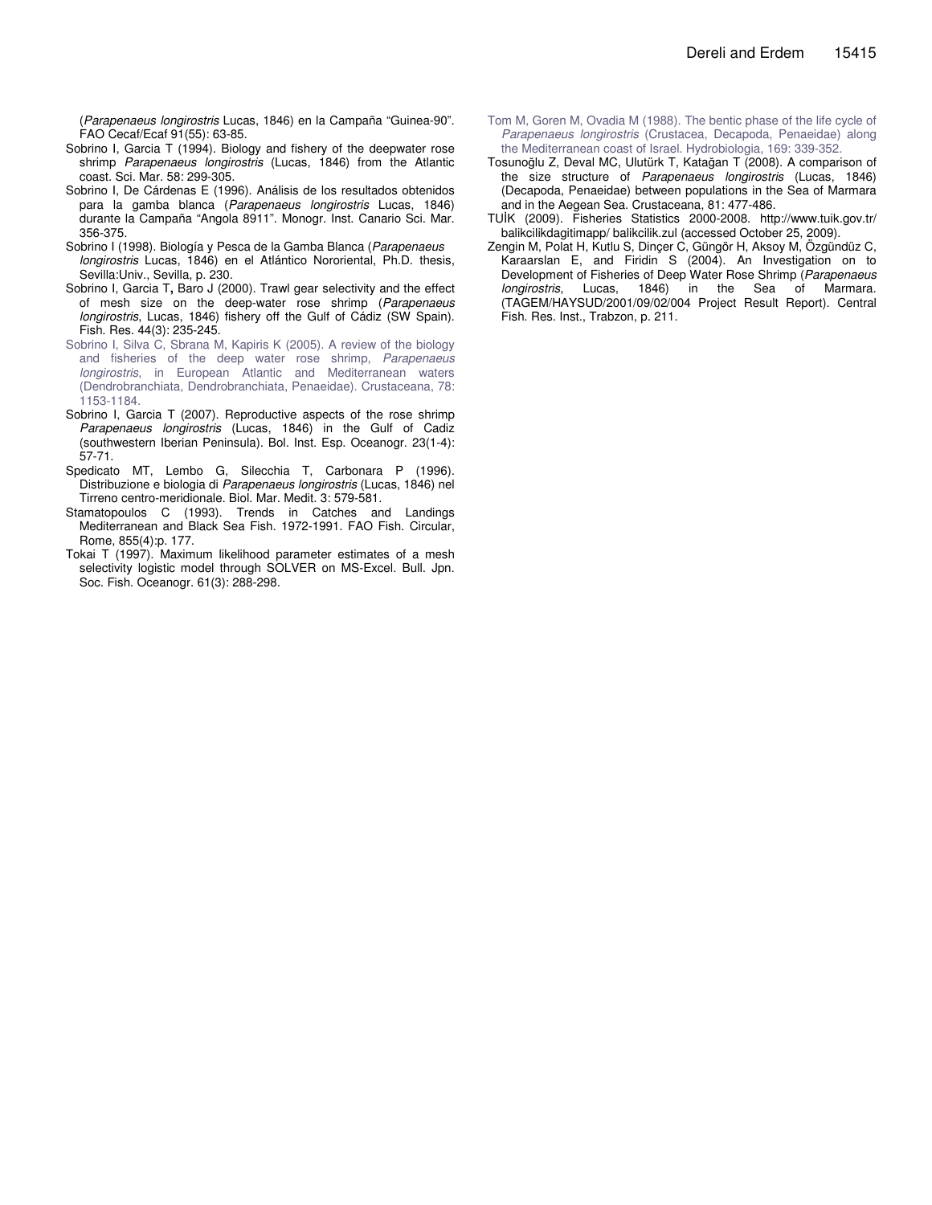(*Parapenaeus longirostris* Lucas, 1846) en la Campaña "Guinea-90". FAO Cecaf/Ecaf 91(55): 63-85.

Sobrino I, Garcia T (1994). Biology and fishery of the deepwater rose shrimp *Parapenaeus longirostris* (Lucas, 1846) from the Atlantic coast. Sci. Mar. 58: 299-305.

Sobrino I, De Cárdenas E (1996). Análisis de los resultados obtenidos para la gamba blanca (*Parapenaeus longirostris* Lucas, 1846) durante la Campaña "Angola 8911". Monogr. Inst. Canario Sci. Mar. 356-375.

Sobrino I (1998). Biología y Pesca de la Gamba Blanca (*Parapenaeus longirostris* Lucas, 1846) en el Atlántico Nororiental, Ph.D. thesis, Sevilla:Univ., Sevilla, p. 230.

Sobrino I, Garcia T**,** Baro J (2000). Trawl gear selectivity and the effect of mesh size on the deep-water rose shrimp (*Parapenaeus longirostris*, Lucas, 1846) fishery off the Gulf of Cádiz (SW Spain). Fish. Res. 44(3): 235-245.

Sobrino I, Silva C, Sbrana M, Kapiris K (2005). A review of the biology and fisheries of the deep water rose shrimp, *Parapenaeus longirostris*, in European Atlantic and Mediterranean waters (Dendrobranchiata, Dendrobranchiata, Penaeidae). Crustaceana, 78: 1153-1184.

Sobrino I, Garcia T (2007). Reproductive aspects of the rose shrimp *Parapenaeus longirostris* (Lucas, 1846) in the Gulf of Cadiz (southwestern Iberian Peninsula). Bol. Inst. Esp. Oceanogr. 23(1-4): 57-71.

Spedicato MT, Lembo G, Silecchia T, Carbonara P (1996). Distribuzione e biologia di *Parapenaeus longirostris* (Lucas, 1846) nel Tirreno centro-meridionale. Biol. Mar. Medit. 3: 579-581.

Stamatopoulos C (1993). Trends in Catches and Landings Mediterranean and Black Sea Fish. 1972-1991. FAO Fish. Circular, Rome, 855(4):p. 177.

Tokai T (1997). Maximum likelihood parameter estimates of a mesh selectivity logistic model through SOLVER on MS-Excel. Bull. Jpn. Soc. Fish. Oceanogr. 61(3): 288-298.

Tom M, Goren M, Ovadia M (1988). The bentic phase of the life cycle of *Parapenaeus longirostris* (Crustacea, Decapoda, Penaeidae) along the Mediterranean coast of Israel. Hydrobiologia, 169: 339-352.

Tosunoğlu Z, Deval MC, Ulutürk T, Katağan T (2008). A comparison of the size structure of *Parapenaeus longirostris* (Lucas, 1846) (Decapoda, Penaeidae) between populations in the Sea of Marmara and in the Aegean Sea. Crustaceana, 81: 477-486.

TUİK (2009). Fisheries Statistics 2000-2008. http://www.tuik.gov.tr/ balikcilikdagitimapp/ balikcilik.zul (accessed October 25, 2009).

Zengin M, Polat H, Kutlu S, Dinçer C, Güngör H, Aksoy M, Özgündüz C, Karaarslan E, and Firidin S (2004). An Investigation on to Development of Fisheries of Deep Water Rose Shrimp (*Parapenaeus longirostris*, Lucas, 1846) in the Sea of Marmara. (TAGEM/HAYSUD/2001/09/02/004 Project Result Report). Central Fish. Res. Inst., Trabzon, p. 211.